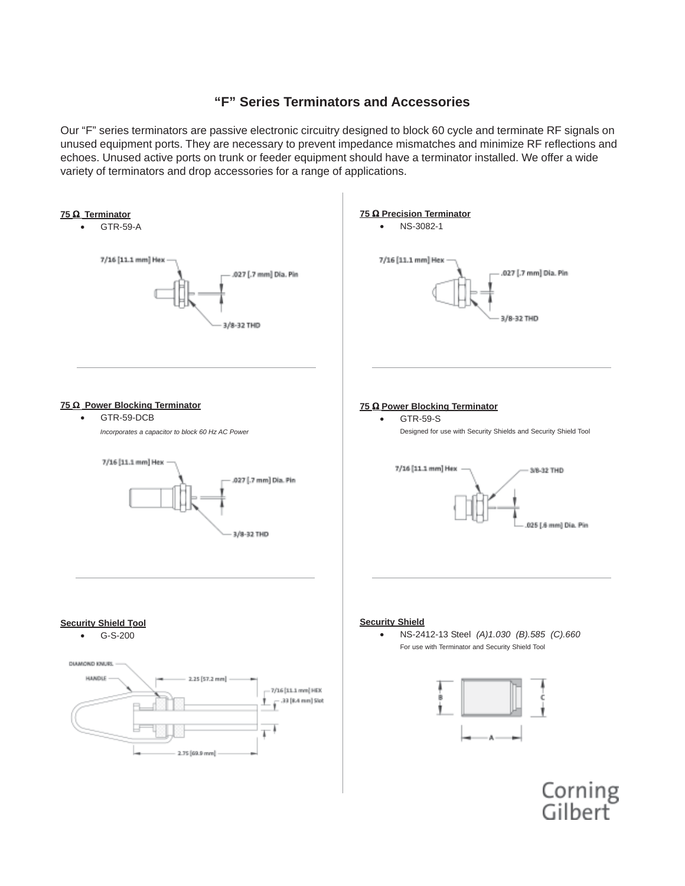# "F" Series Terminators and Accessories

Our "F" series terminators are passive electronic circuitry designed to block 60 cycle and terminate RF signals on unused equipment ports. They are necessary to prevent impedance mismatches and minimize RF reflections and echoes. Unused active ports on trunk or feeder equipment should have a terminator installed. We offer a wide variety of terminators and drop accessories for a range of applications.

**75 Ω Terminator**

- GTR-59-A

7/16 [11.1 mm] Hex
.027 [.7 mm] Dia. Pin
3/8-32 THD

**75 Ω Precision Terminator**

- NS-3082-1

7/16 [11.1 mm] Hex
.027 [.7 mm] Dia. Pin
3/8-32 THD

**75 Ω Power Blocking Terminator**

- GTR-59-DCB

  *Incorporates a capacitor to block 60 Hz AC Power*

7/16 [11.1 mm] Hex
.027 [.7 mm] Dia. Pin
3/8-32 THD

**75 Ω Power Blocking Terminator**

- GTR-59-S

  Designed for use with Security Shields and Security Shield Tool

7/16 [11.1 mm] Hex
3/8-32 THD
.025 [.6 mm] Dia. Pin

**Security Shield Tool**

- G-S-200

DIAMOND KNURL
HANDLE
2.25 [57.2 mm]
7/16 [11.1 mm] HEX
.33 [8.4 mm] Slot
2.75 [69.9 mm]

**Security Shield**

- NS-2412-13 Steel *(A)1.030 (B).585 (C).660*

  For use with Terminator and Security Shield Tool

B
C
A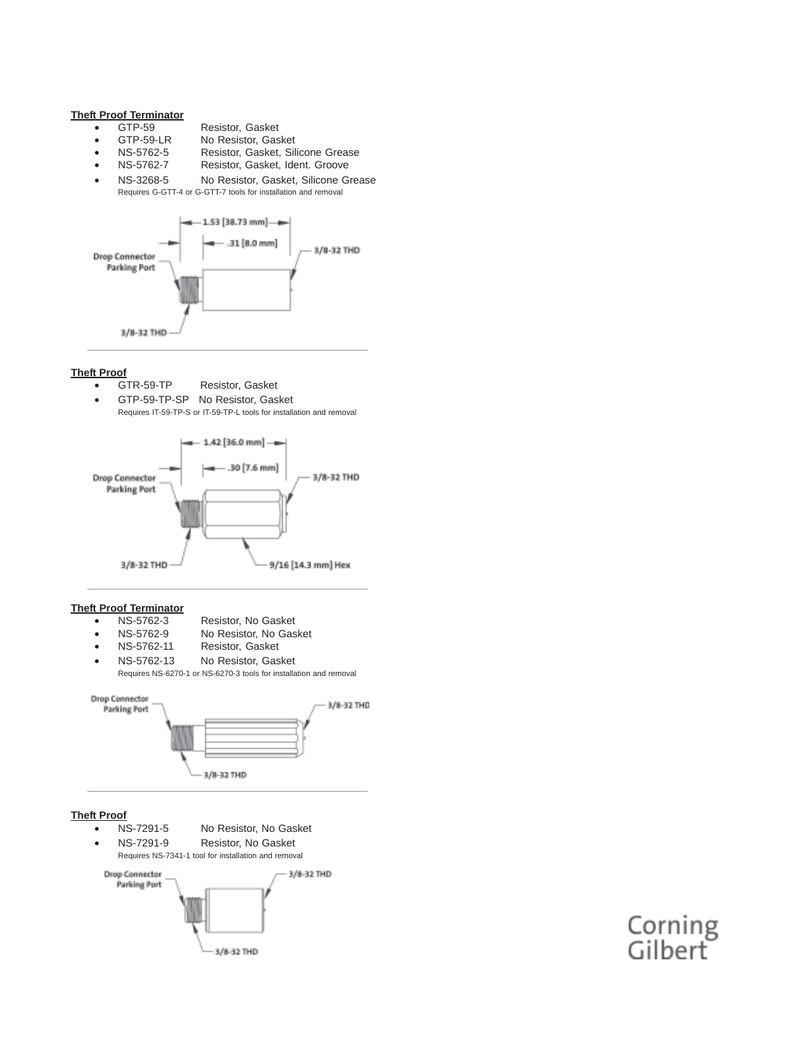**Theft Proof Terminator**

- GTP-59 Resistor, Gasket
- GTP-59-LR No Resistor, Gasket
- NS-5762-5 Resistor, Gasket, Silicone Grease
- NS-5762-7 Resistor, Gasket, Ident. Groove
- NS-3268-5 No Resistor, Gasket, Silicone Grease

Requires G-GTT-4 or G-GTT-7 tools for installation and removal

1.53 [38.73 mm]
.31 [8.0 mm]
Drop Connector Parking Port
3/8-32 THD
3/8-32 THD

**Theft Proof**

- GTR-59-TP Resistor, Gasket
- GTP-59-TP-SP No Resistor, Gasket

Requires IT-59-TP-S or IT-59-TP-L tools for installation and removal

1.42 [36.0 mm]
.30 [7.6 mm]
Drop Connector Parking Port
3/8-32 THD
3/8-32 THD
9/16 [14.3 mm] Hex

**Theft Proof Terminator**

- NS-5762-3 Resistor, No Gasket
- NS-5762-9 No Resistor, No Gasket
- NS-5762-11 Resistor, Gasket
- NS-5762-13 No Resistor, Gasket

Requires NS-6270-1 or NS-6270-3 tools for installation and removal

Drop Connector Parking Port
3/8-32 THD
3/8-32 THD

**Theft Proof**

- NS-7291-5 No Resistor, No Gasket
- NS-7291-9 Resistor, No Gasket

Requires NS-7341-1 tool for installation and removal

Drop Connector Parking Port
3/8-32 THD
3/8-32 THD

Corning Gilbert